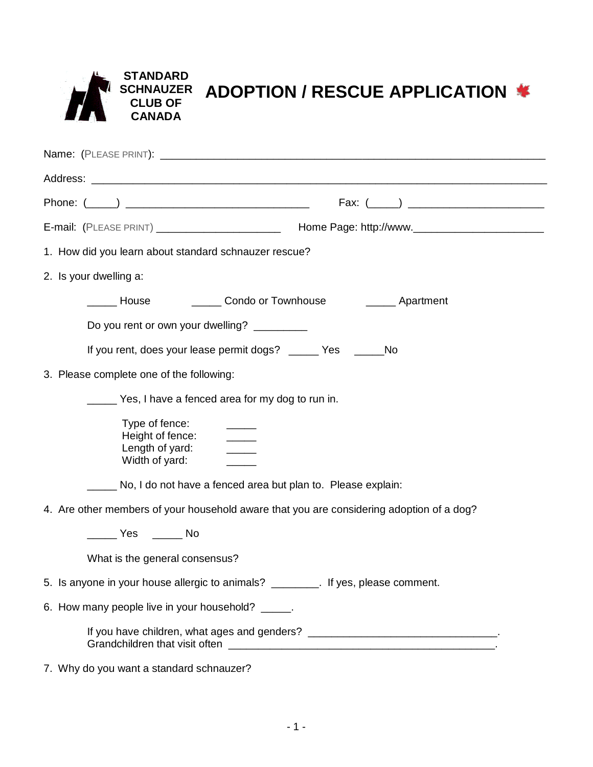**STANDARD SCHNAUZER CLUB OF CANADA**

# ADOPTION / RESCUE APPLICATION

Name: (PLEASE PRINT): ___________________________________________________________________

Address: ___________________________________________________________________________

Phone: (_____) _______________________________ Fax: (_____) ______________________

E-mail: (PLEASE PRINT) _____________________ Home Page: http://www._____________________

1. How did you learn about standard schnauzer rescue?

2. Is your dwelling a:

   _____ House _____ Condo or Townhouse _____ Apartment

   Do you rent or own your dwelling? _________

   If you rent, does your lease permit dogs? _____ Yes _____No

3. Please complete one of the following:

   _____ Yes, I have a fenced area for my dog to run in.

   Type of fence: _____
   Height of fence: _____
   Length of yard: _____
   Width of yard: _____

   _____ No, I do not have a fenced area but plan to. Please explain:

4. Are other members of your household aware that you are considering adoption of a dog?

   _____ Yes _____ No

   What is the general consensus?

5. Is anyone in your house allergic to animals? ________. If yes, please comment.

6. How many people live in your household? _____.

   If you have children, what ages and genders? ________________________________.
   Grandchildren that visit often ______________________________________________.

7. Why do you want a standard schnauzer?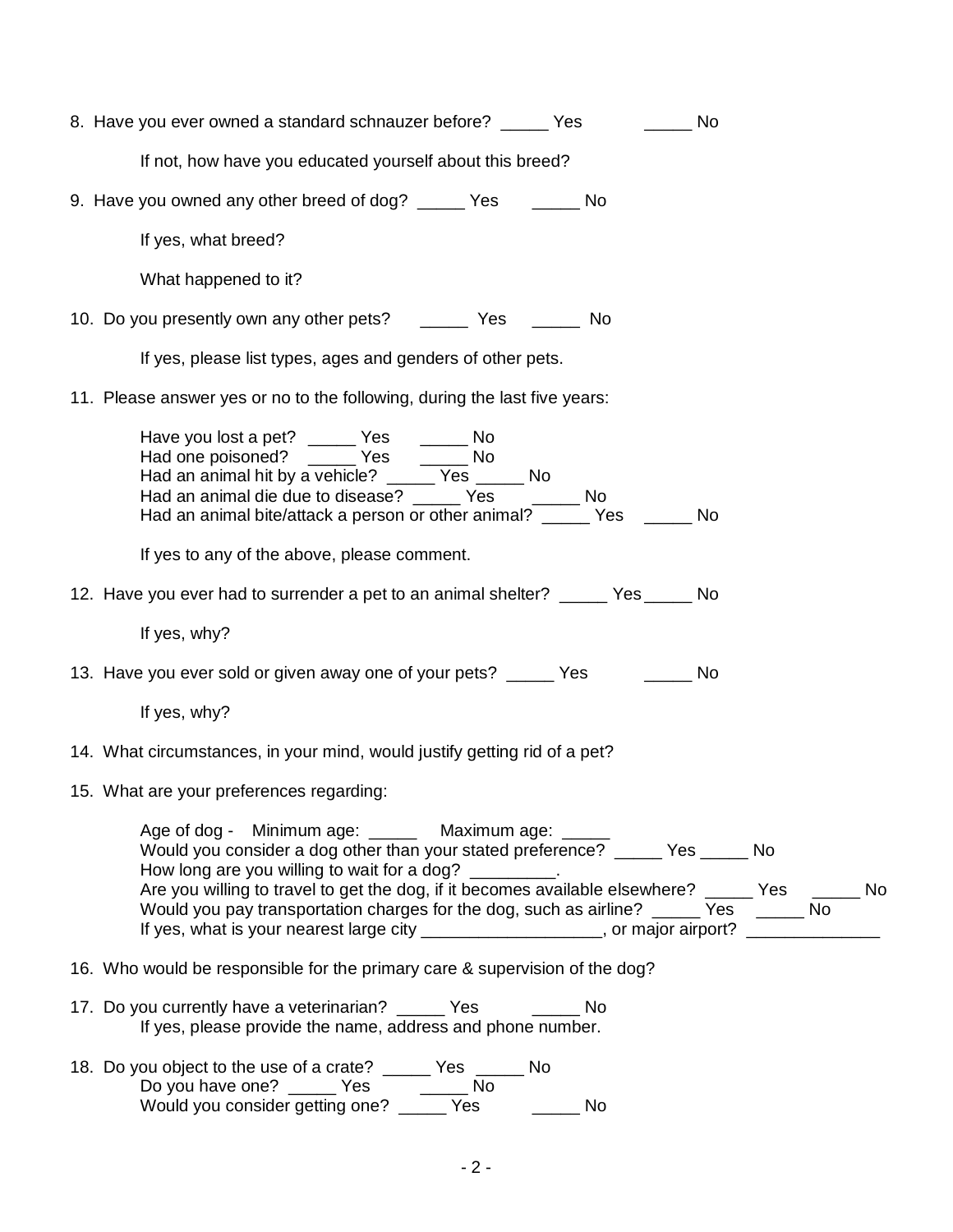8. Have you ever owned a standard schnauzer before? _____ Yes _____ No

   If not, how have you educated yourself about this breed?

9. Have you owned any other breed of dog? _____ Yes _____ No

   If yes, what breed?

   What happened to it?

10. Do you presently own any other pets? _____ Yes _____ No

    If yes, please list types, ages and genders of other pets.

11. Please answer yes or no to the following, during the last five years:

    Have you lost a pet? _____ Yes _____ No
    Had one poisoned? _____ Yes _____ No
    Had an animal hit by a vehicle? _____ Yes _____ No
    Had an animal die due to disease? _____ Yes _____ No
    Had an animal bite/attack a person or other animal? _____ Yes _____ No

    If yes to any of the above, please comment.

12. Have you ever had to surrender a pet to an animal shelter? _____ Yes _____ No

    If yes, why?

13. Have you ever sold or given away one of your pets? _____ Yes _____ No

    If yes, why?

14. What circumstances, in your mind, would justify getting rid of a pet?

15. What are your preferences regarding:

    Age of dog - Minimum age: _____ Maximum age: _____
    Would you consider a dog other than your stated preference? _____ Yes _____ No
    How long are you willing to wait for a dog? _________.
    Are you willing to travel to get the dog, if it becomes available elsewhere? _____ Yes _____ No
    Would you pay transportation charges for the dog, such as airline? _____ Yes _____ No
    If yes, what is your nearest large city ___________________, or major airport? ______________

16. Who would be responsible for the primary care & supervision of the dog?

17. Do you currently have a veterinarian? _____ Yes _____ No
    If yes, please provide the name, address and phone number.

18. Do you object to the use of a crate? _____ Yes _____ No
    Do you have one? _____ Yes _____ No
    Would you consider getting one? _____ Yes _____ No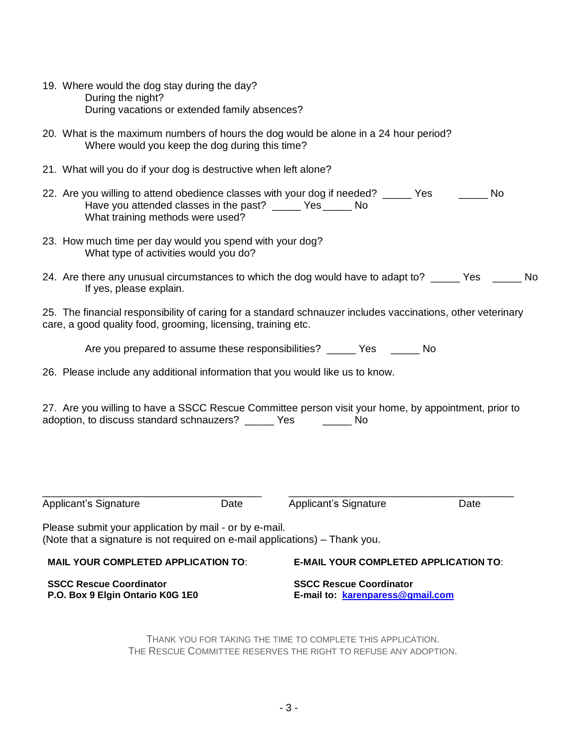19. Where would the dog stay during the day?
    During the night?
    During vacations or extended family absences?

20. What is the maximum numbers of hours the dog would be alone in a 24 hour period?
    Where would you keep the dog during this time?

21. What will you do if your dog is destructive when left alone?

22. Are you willing to attend obedience classes with your dog if needed? _____ Yes _____ No
    Have you attended classes in the past? _____ Yes _____ No
    What training methods were used?

23. How much time per day would you spend with your dog?
    What type of activities would you do?

24. Are there any unusual circumstances to which the dog would have to adapt to? _____ Yes _____ No
    If yes, please explain.

25. The financial responsibility of caring for a standard schnauzer includes vaccinations, other veterinary care, a good quality food, grooming, licensing, training etc.

    Are you prepared to assume these responsibilities? _____ Yes _____ No

26. Please include any additional information that you would like us to know.

27. Are you willing to have a SSCC Rescue Committee person visit your home, by appointment, prior to adoption, to discuss standard schnauzers? _____ Yes _____ No

| | | | |
|---|---|---|---|
| Applicant's Signature | Date | Applicant's Signature | Date |

Please submit your application by mail - or by e-mail.
(Note that a signature is not required on e-mail applications) – Thank you.

**MAIL YOUR COMPLETED APPLICATION TO**:

**SSCC Rescue Coordinator**
**P.O. Box 9 Elgin Ontario K0G 1E0**

**E-MAIL YOUR COMPLETED APPLICATION TO**:

**SSCC Rescue Coordinator**
**E-mail to: karenparess@gmail.com**

THANK YOU FOR TAKING THE TIME TO COMPLETE THIS APPLICATION.
THE RESCUE COMMITTEE RESERVES THE RIGHT TO REFUSE ANY ADOPTION.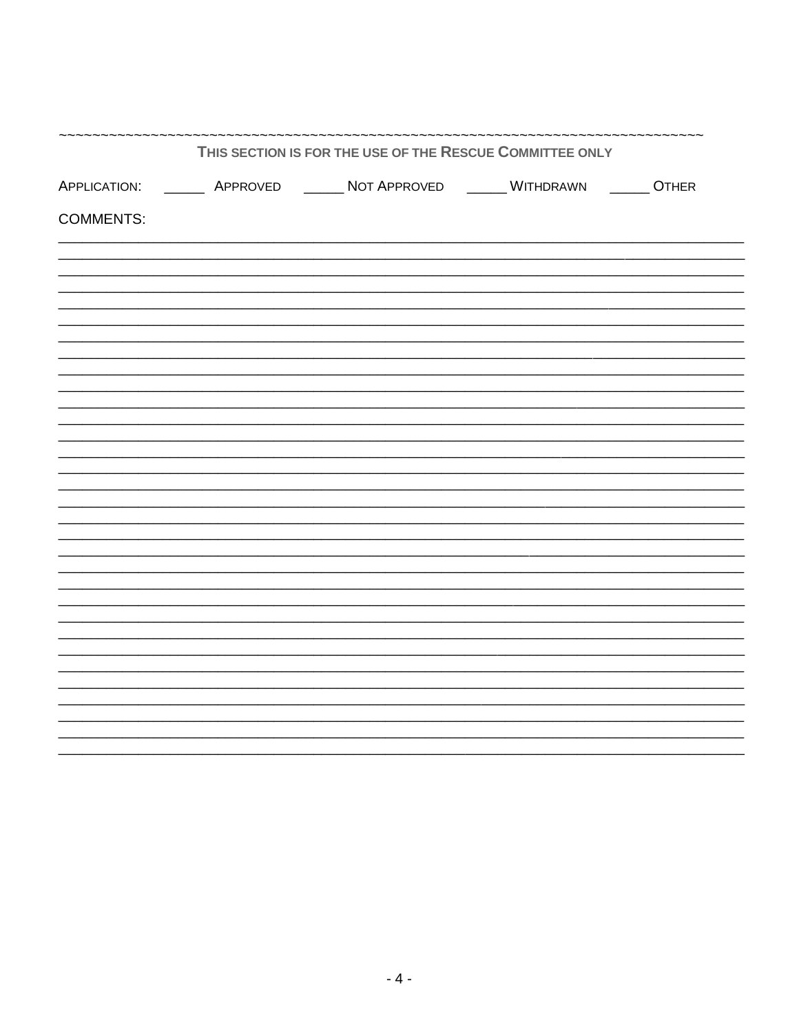~~~~~~~~~~~~~~~~~~~~~~~~~~~~~~~~~~~~~~~~~~~~~~~~~~~~~~~~~~~~~~~~~~~~~~~~~~~~~~~~~~~~

**THIS SECTION IS FOR THE USE OF THE RESCUE COMMITTEE ONLY**

APPLICATION: _____ APPROVED _____ NOT APPROVED _____ WITHDRAWN _____ OTHER

COMMENTS:

_______________________________________________________________________________

_______________________________________________________________________________

_______________________________________________________________________________

_______________________________________________________________________________

_______________________________________________________________________________

_______________________________________________________________________________

_______________________________________________________________________________

_______________________________________________________________________________

_______________________________________________________________________________

_______________________________________________________________________________

_______________________________________________________________________________

_______________________________________________________________________________

_______________________________________________________________________________

_______________________________________________________________________________

_______________________________________________________________________________

_______________________________________________________________________________

_______________________________________________________________________________

_______________________________________________________________________________

_______________________________________________________________________________

_______________________________________________________________________________

_______________________________________________________________________________

_______________________________________________________________________________

_______________________________________________________________________________

_______________________________________________________________________________

_______________________________________________________________________________

_______________________________________________________________________________

_______________________________________________________________________________

_______________________________________________________________________________

_______________________________________________________________________________

_______________________________________________________________________________

_______________________________________________________________________________

_______________________________________________________________________________